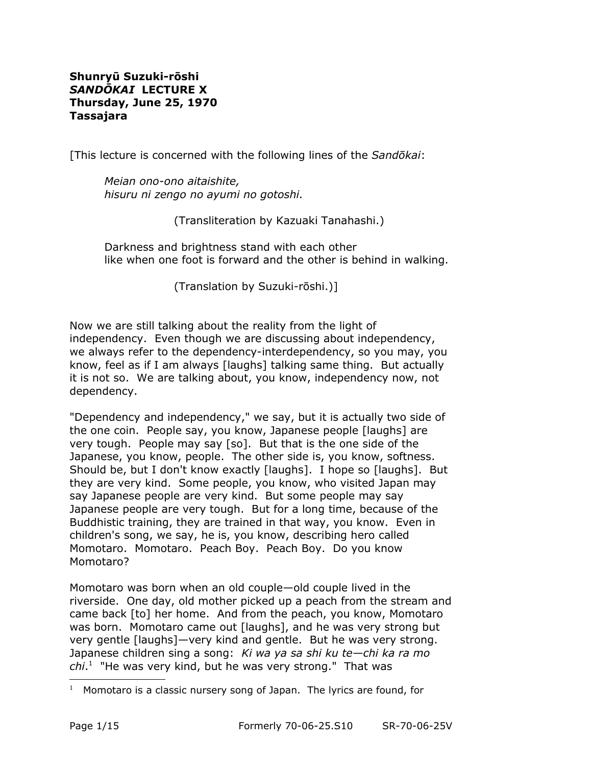**Shunryū Suzuki-rōshi**
***SANDŌKAI* LECTURE X**
**Thursday, June 25, 1970**
**Tassajara**

[This lecture is concerned with the following lines of the *Sandōkai*:

> *Meian ono-ono aitaishite,*
> *hisuru ni zengo no ayumi no gotoshi.*
>
> (Transliteration by Kazuaki Tanahashi.)
>
> Darkness and brightness stand with each other
> like when one foot is forward and the other is behind in walking.
>
> (Translation by Suzuki-rōshi.)]

Now we are still talking about the reality from the light of independency. Even though we are discussing about independency, we always refer to the dependency-interdependency, so you may, you know, feel as if I am always [laughs] talking same thing. But actually it is not so. We are talking about, you know, independency now, not dependency.

"Dependency and independency," we say, but it is actually two side of the one coin. People say, you know, Japanese people [laughs] are very tough. People may say [so]. But that is the one side of the Japanese, you know, people. The other side is, you know, softness. Should be, but I don't know exactly [laughs]. I hope so [laughs]. But they are very kind. Some people, you know, who visited Japan may say Japanese people are very kind. But some people may say Japanese people are very tough. But for a long time, because of the Buddhistic training, they are trained in that way, you know. Even in children's song, we say, he is, you know, describing hero called Momotaro. Momotaro. Peach Boy. Peach Boy. Do you know Momotaro?

Momotaro was born when an old couple—old couple lived in the riverside. One day, old mother picked up a peach from the stream and came back [to] her home. And from the peach, you know, Momotaro was born. Momotaro came out [laughs], and he was very strong but very gentle [laughs]—very kind and gentle. But he was very strong. Japanese children sing a song: *Ki wa ya sa shi ku te—chi ka ra mo chi.*[1] "He was very kind, but he was very strong." That was

[1] Momotaro is a classic nursery song of Japan. The lyrics are found, for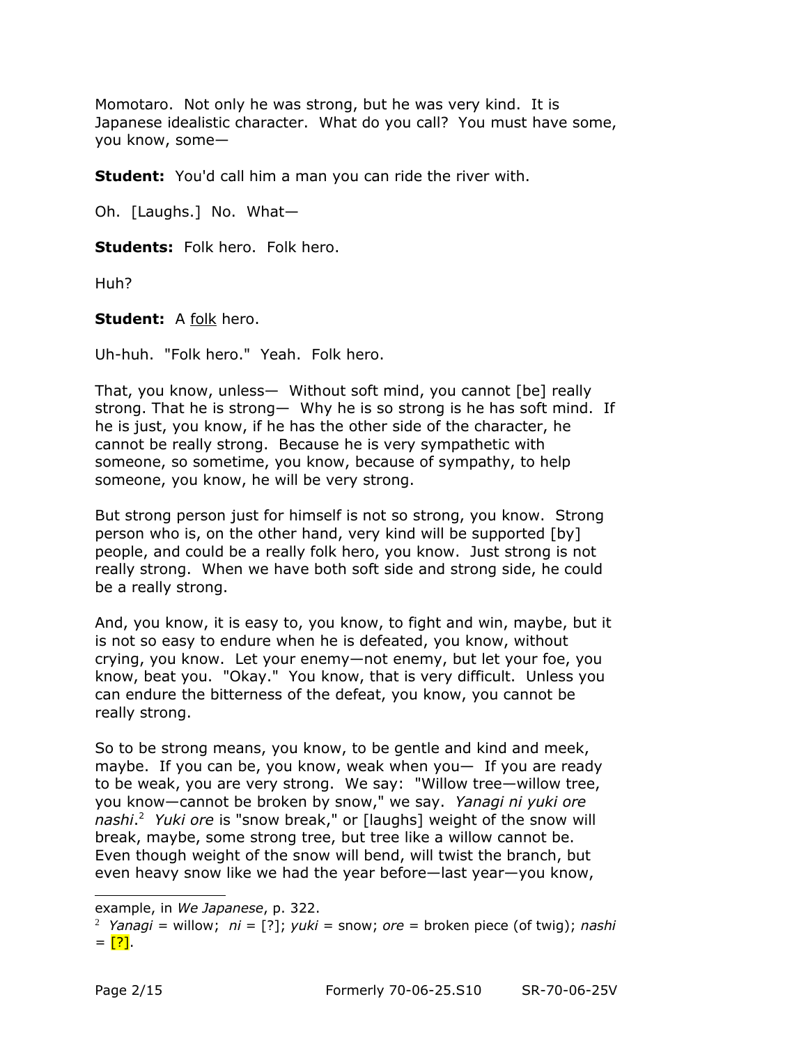Momotaro. Not only he was strong, but he was very kind. It is Japanese idealistic character. What do you call? You must have some, you know, some—

**Student:** You'd call him a man you can ride the river with.

Oh. [Laughs.] No. What—

**Students:** Folk hero. Folk hero.

Huh?

**Student:** A folk hero.

Uh-huh. "Folk hero." Yeah. Folk hero.

That, you know, unless— Without soft mind, you cannot [be] really strong. That he is strong— Why he is so strong is he has soft mind. If he is just, you know, if he has the other side of the character, he cannot be really strong. Because he is very sympathetic with someone, so sometime, you know, because of sympathy, to help someone, you know, he will be very strong.

But strong person just for himself is not so strong, you know. Strong person who is, on the other hand, very kind will be supported [by] people, and could be a really folk hero, you know. Just strong is not really strong. When we have both soft side and strong side, he could be a really strong.

And, you know, it is easy to, you know, to fight and win, maybe, but it is not so easy to endure when he is defeated, you know, without crying, you know. Let your enemy—not enemy, but let your foe, you know, beat you. "Okay." You know, that is very difficult. Unless you can endure the bitterness of the defeat, you know, you cannot be really strong.

So to be strong means, you know, to be gentle and kind and meek, maybe. If you can be, you know, weak when you— If you are ready to be weak, you are very strong. We say: "Willow tree—willow tree, you know—cannot be broken by snow," we say. *Yanagi ni yuki ore nashi*.[2] *Yuki ore* is "snow break," or [laughs] weight of the snow will break, maybe, some strong tree, but tree like a willow cannot be. Even though weight of the snow will bend, will twist the branch, but even heavy snow like we had the year before—last year—you know,

---

example, in *We Japanese*, p. 322.

[2] *Yanagi* = willow; *ni* = [?]; *yuki* = snow; *ore* = broken piece (of twig); *nashi* = [?].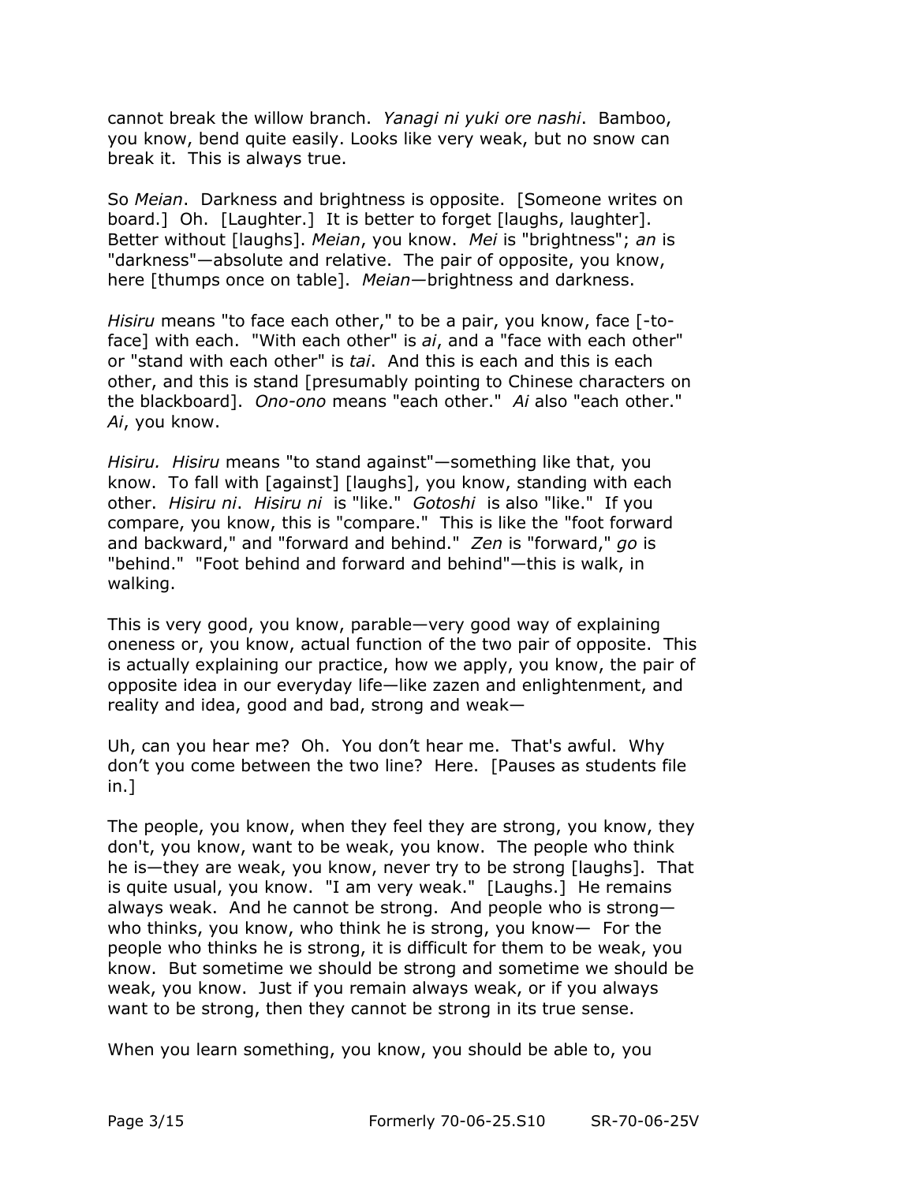cannot break the willow branch. *Yanagi ni yuki ore nashi*. Bamboo, you know, bend quite easily. Looks like very weak, but no snow can break it. This is always true.

So *Meian*. Darkness and brightness is opposite. [Someone writes on board.] Oh. [Laughter.] It is better to forget [laughs, laughter]. Better without [laughs]. *Meian*, you know. *Mei* is "brightness"; *an* is "darkness"—absolute and relative. The pair of opposite, you know, here [thumps once on table]. *Meian*—brightness and darkness.

*Hisiru* means "to face each other," to be a pair, you know, face [-to-face] with each. "With each other" is *ai*, and a "face with each other" or "stand with each other" is *tai*. And this is each and this is each other, and this is stand [presumably pointing to Chinese characters on the blackboard]. *Ono-ono* means "each other." *Ai* also "each other." *Ai*, you know.

*Hisiru. Hisiru* means "to stand against"—something like that, you know. To fall with [against] [laughs], you know, standing with each other. *Hisiru ni*. *Hisiru ni* is "like." *Gotoshi* is also "like." If you compare, you know, this is "compare." This is like the "foot forward and backward," and "forward and behind." *Zen* is "forward," *go* is "behind." "Foot behind and forward and behind"—this is walk, in walking.

This is very good, you know, parable—very good way of explaining oneness or, you know, actual function of the two pair of opposite. This is actually explaining our practice, how we apply, you know, the pair of opposite idea in our everyday life—like zazen and enlightenment, and reality and idea, good and bad, strong and weak—

Uh, can you hear me? Oh. You don't hear me. That's awful. Why don't you come between the two line? Here. [Pauses as students file in.]

The people, you know, when they feel they are strong, you know, they don't, you know, want to be weak, you know. The people who think he is—they are weak, you know, never try to be strong [laughs]. That is quite usual, you know. "I am very weak." [Laughs.] He remains always weak. And he cannot be strong. And people who is strong—who thinks, you know, who think he is strong, you know— For the people who thinks he is strong, it is difficult for them to be weak, you know. But sometime we should be strong and sometime we should be weak, you know. Just if you remain always weak, or if you always want to be strong, then they cannot be strong in its true sense.

When you learn something, you know, you should be able to, you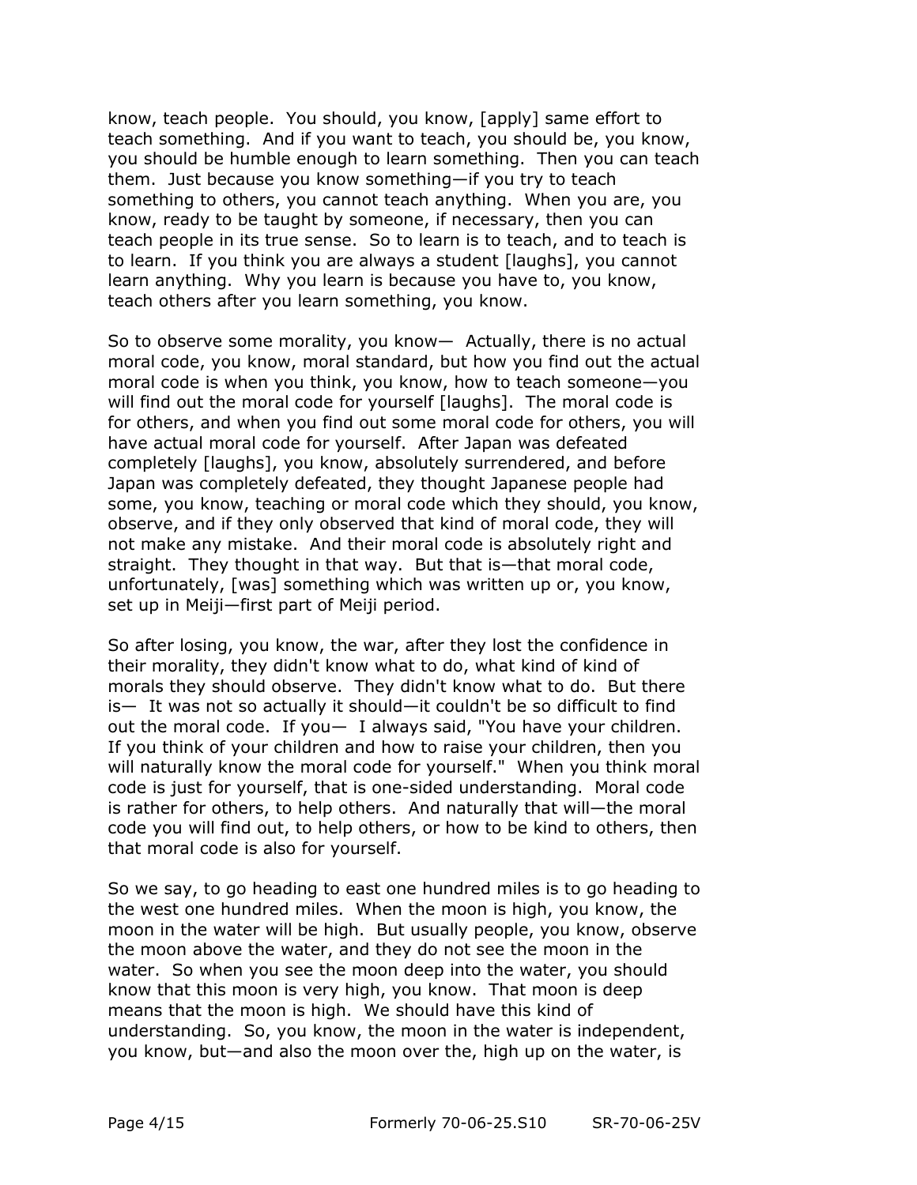know, teach people. You should, you know, [apply] same effort to teach something. And if you want to teach, you should be, you know, you should be humble enough to learn something. Then you can teach them. Just because you know something—if you try to teach something to others, you cannot teach anything. When you are, you know, ready to be taught by someone, if necessary, then you can teach people in its true sense. So to learn is to teach, and to teach is to learn. If you think you are always a student [laughs], you cannot learn anything. Why you learn is because you have to, you know, teach others after you learn something, you know.

So to observe some morality, you know— Actually, there is no actual moral code, you know, moral standard, but how you find out the actual moral code is when you think, you know, how to teach someone—you will find out the moral code for yourself [laughs]. The moral code is for others, and when you find out some moral code for others, you will have actual moral code for yourself. After Japan was defeated completely [laughs], you know, absolutely surrendered, and before Japan was completely defeated, they thought Japanese people had some, you know, teaching or moral code which they should, you know, observe, and if they only observed that kind of moral code, they will not make any mistake. And their moral code is absolutely right and straight. They thought in that way. But that is—that moral code, unfortunately, [was] something which was written up or, you know, set up in Meiji—first part of Meiji period.

So after losing, you know, the war, after they lost the confidence in their morality, they didn't know what to do, what kind of kind of morals they should observe. They didn't know what to do. But there is— It was not so actually it should—it couldn't be so difficult to find out the moral code. If you— I always said, "You have your children. If you think of your children and how to raise your children, then you will naturally know the moral code for yourself." When you think moral code is just for yourself, that is one-sided understanding. Moral code is rather for others, to help others. And naturally that will—the moral code you will find out, to help others, or how to be kind to others, then that moral code is also for yourself.

So we say, to go heading to east one hundred miles is to go heading to the west one hundred miles. When the moon is high, you know, the moon in the water will be high. But usually people, you know, observe the moon above the water, and they do not see the moon in the water. So when you see the moon deep into the water, you should know that this moon is very high, you know. That moon is deep means that the moon is high. We should have this kind of understanding. So, you know, the moon in the water is independent, you know, but—and also the moon over the, high up on the water, is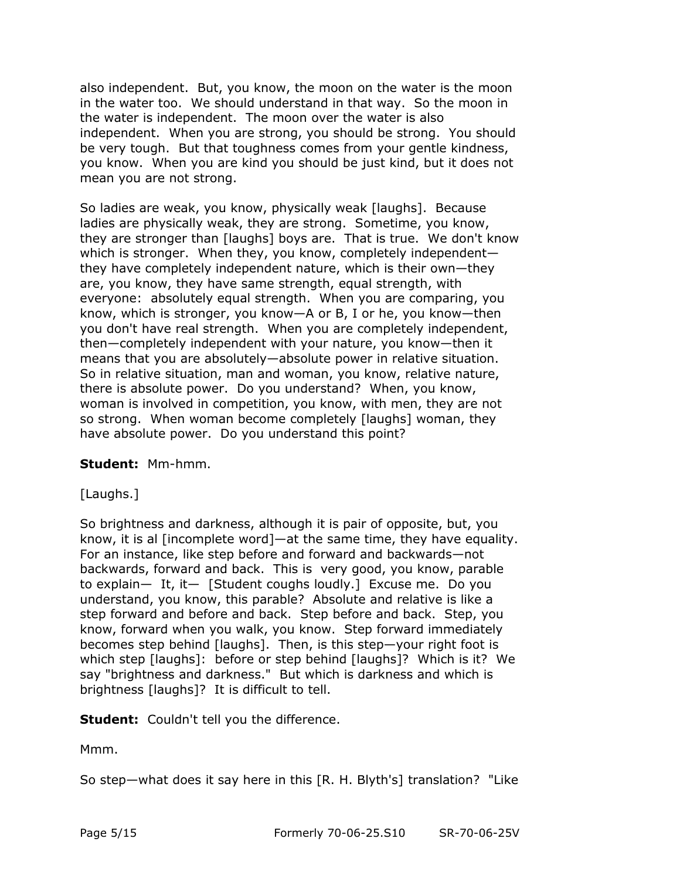also independent. But, you know, the moon on the water is the moon in the water too. We should understand in that way. So the moon in the water is independent. The moon over the water is also independent. When you are strong, you should be strong. You should be very tough. But that toughness comes from your gentle kindness, you know. When you are kind you should be just kind, but it does not mean you are not strong.

So ladies are weak, you know, physically weak [laughs]. Because ladies are physically weak, they are strong. Sometime, you know, they are stronger than [laughs] boys are. That is true. We don't know which is stronger. When they, you know, completely independent—they have completely independent nature, which is their own—they are, you know, they have same strength, equal strength, with everyone: absolutely equal strength. When you are comparing, you know, which is stronger, you know—A or B, I or he, you know—then you don't have real strength. When you are completely independent, then—completely independent with your nature, you know—then it means that you are absolutely—absolute power in relative situation. So in relative situation, man and woman, you know, relative nature, there is absolute power. Do you understand? When, you know, woman is involved in competition, you know, with men, they are not so strong. When woman become completely [laughs] woman, they have absolute power. Do you understand this point?

**Student:** Mm-hmm.

[Laughs.]

So brightness and darkness, although it is pair of opposite, but, you know, it is al [incomplete word]—at the same time, they have equality. For an instance, like step before and forward and backwards—not backwards, forward and back. This is very good, you know, parable to explain— It, it— [Student coughs loudly.] Excuse me. Do you understand, you know, this parable? Absolute and relative is like a step forward and before and back. Step before and back. Step, you know, forward when you walk, you know. Step forward immediately becomes step behind [laughs]. Then, is this step—your right foot is which step [laughs]: before or step behind [laughs]? Which is it? We say "brightness and darkness." But which is darkness and which is brightness [laughs]? It is difficult to tell.

**Student:** Couldn't tell you the difference.

Mmm.

So step—what does it say here in this [R. H. Blyth's] translation? "Like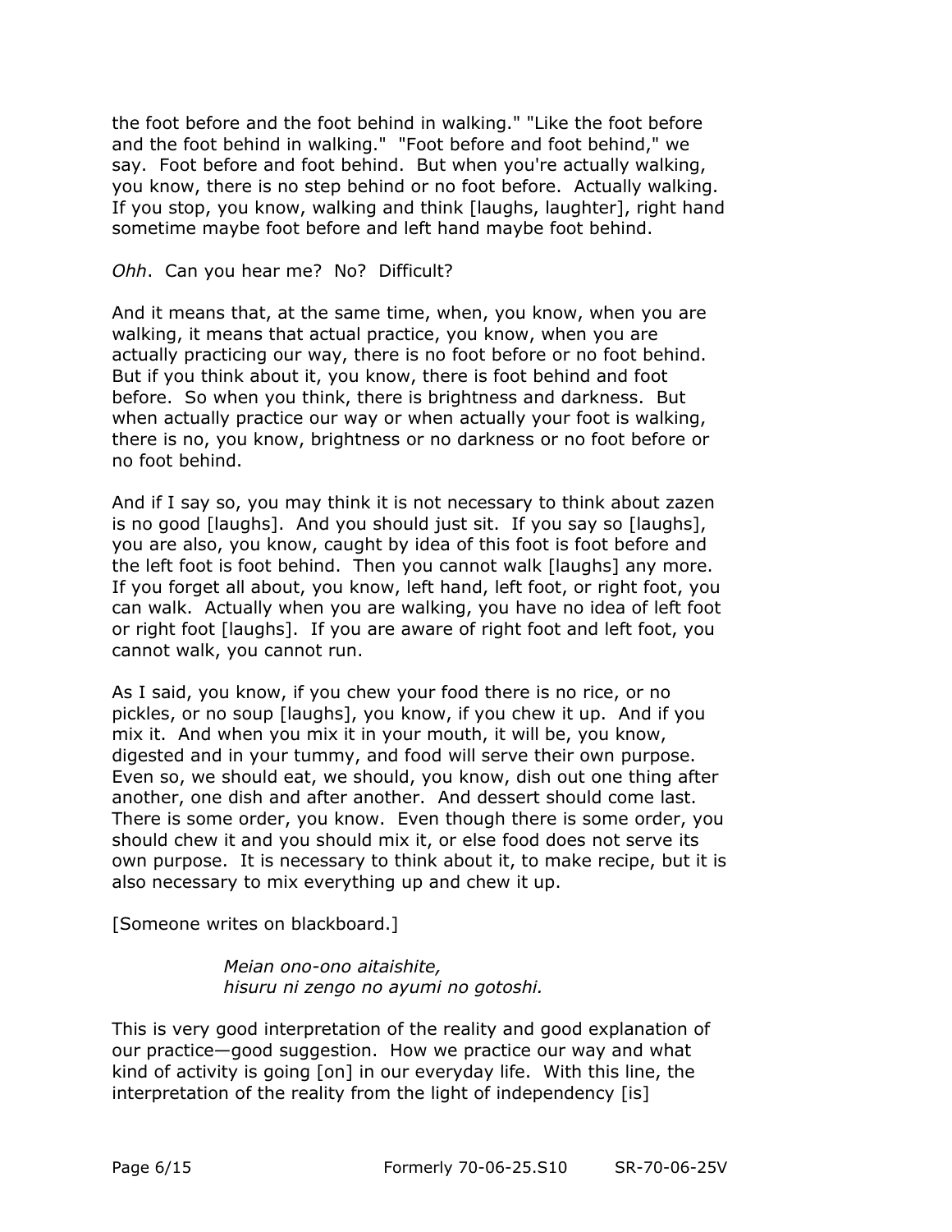the foot before and the foot behind in walking." "Like the foot before and the foot behind in walking." "Foot before and foot behind," we say. Foot before and foot behind. But when you're actually walking, you know, there is no step behind or no foot before. Actually walking. If you stop, you know, walking and think [laughs, laughter], right hand sometime maybe foot before and left hand maybe foot behind.

*Ohh*. Can you hear me? No? Difficult?

And it means that, at the same time, when, you know, when you are walking, it means that actual practice, you know, when you are actually practicing our way, there is no foot before or no foot behind. But if you think about it, you know, there is foot behind and foot before. So when you think, there is brightness and darkness. But when actually practice our way or when actually your foot is walking, there is no, you know, brightness or no darkness or no foot before or no foot behind.

And if I say so, you may think it is not necessary to think about zazen is no good [laughs]. And you should just sit. If you say so [laughs], you are also, you know, caught by idea of this foot is foot before and the left foot is foot behind. Then you cannot walk [laughs] any more. If you forget all about, you know, left hand, left foot, or right foot, you can walk. Actually when you are walking, you have no idea of left foot or right foot [laughs]. If you are aware of right foot and left foot, you cannot walk, you cannot run.

As I said, you know, if you chew your food there is no rice, or no pickles, or no soup [laughs], you know, if you chew it up. And if you mix it. And when you mix it in your mouth, it will be, you know, digested and in your tummy, and food will serve their own purpose. Even so, we should eat, we should, you know, dish out one thing after another, one dish and after another. And dessert should come last. There is some order, you know. Even though there is some order, you should chew it and you should mix it, or else food does not serve its own purpose. It is necessary to think about it, to make recipe, but it is also necessary to mix everything up and chew it up.

[Someone writes on blackboard.]

> *Meian ono-ono aitaishite,*
> *hisuru ni zengo no ayumi no gotoshi.*

This is very good interpretation of the reality and good explanation of our practice—good suggestion. How we practice our way and what kind of activity is going [on] in our everyday life. With this line, the interpretation of the reality from the light of independency [is]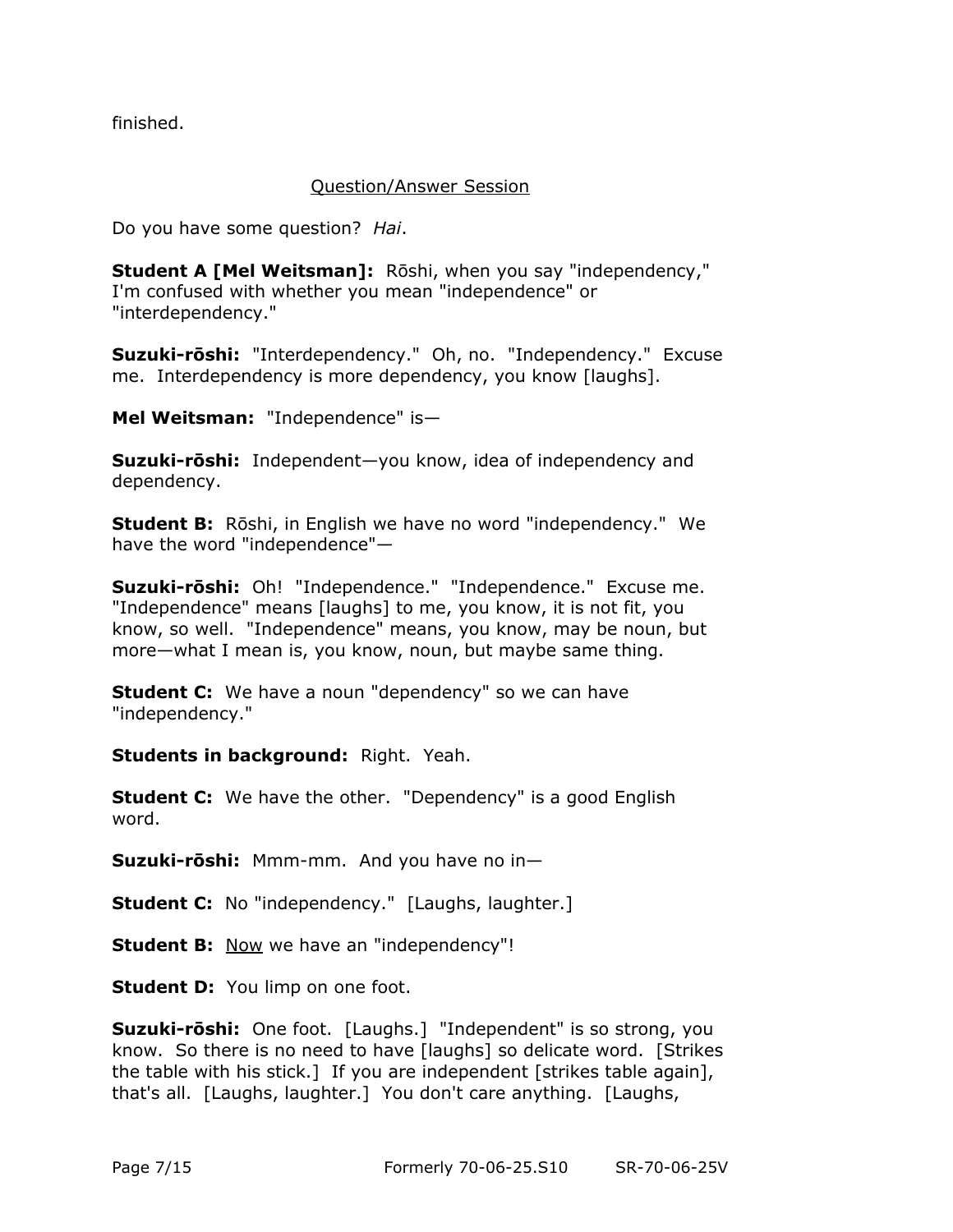finished.

<u>Question/Answer Session</u>

Do you have some question? *Hai*.

**Student A [Mel Weitsman]:** Rōshi, when you say "independency," I'm confused with whether you mean "independence" or "interdependency."

**Suzuki-rōshi:** "Interdependency." Oh, no. "Independency." Excuse me. Interdependency is more dependency, you know [laughs].

**Mel Weitsman:** "Independence" is—

**Suzuki-rōshi:** Independent—you know, idea of independency and dependency.

**Student B:** Rōshi, in English we have no word "independency." We have the word "independence"—

**Suzuki-rōshi:** Oh! "Independence." "Independence." Excuse me. "Independence" means [laughs] to me, you know, it is not fit, you know, so well. "Independence" means, you know, may be noun, but more—what I mean is, you know, noun, but maybe same thing.

**Student C:** We have a noun "dependency" so we can have "independency."

**Students in background:** Right. Yeah.

**Student C:** We have the other. "Dependency" is a good English word.

**Suzuki-rōshi:** Mmm-mm. And you have no in—

**Student C:** No "independency." [Laughs, laughter.]

**Student B:** <u>Now</u> we have an "independency"!

**Student D:** You limp on one foot.

**Suzuki-rōshi:** One foot. [Laughs.] "Independent" is so strong, you know. So there is no need to have [laughs] so delicate word. [Strikes the table with his stick.] If you are independent [strikes table again], that's all. [Laughs, laughter.] You don't care anything. [Laughs,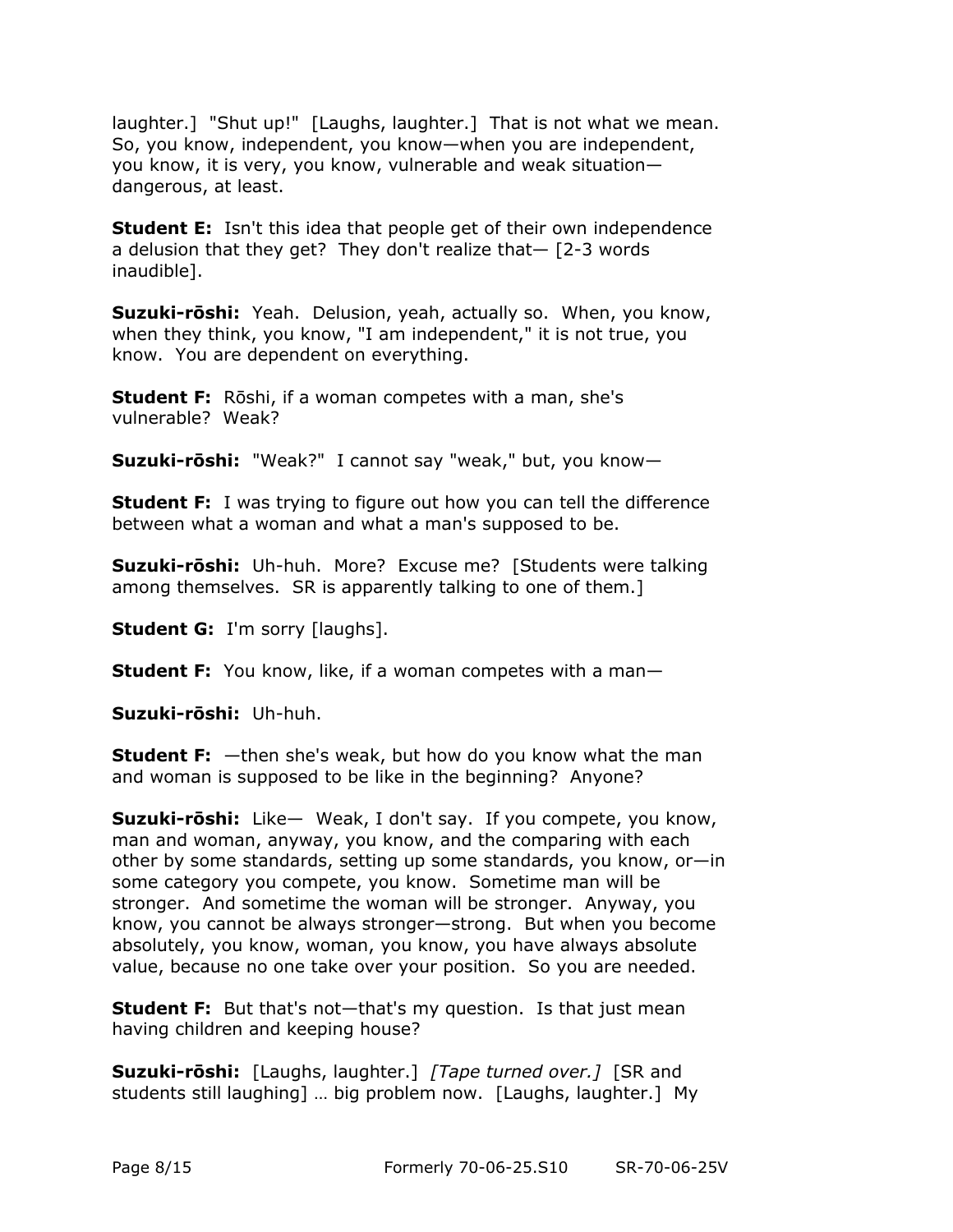laughter.] "Shut up!" [Laughs, laughter.] That is not what we mean. So, you know, independent, you know—when you are independent, you know, it is very, you know, vulnerable and weak situation—dangerous, at least.

**Student E:** Isn't this idea that people get of their own independence a delusion that they get? They don't realize that— [2-3 words inaudible].

**Suzuki-rōshi:** Yeah. Delusion, yeah, actually so. When, you know, when they think, you know, "I am independent," it is not true, you know. You are dependent on everything.

**Student F:** Rōshi, if a woman competes with a man, she's vulnerable? Weak?

**Suzuki-rōshi:** "Weak?" I cannot say "weak," but, you know—

**Student F:** I was trying to figure out how you can tell the difference between what a woman and what a man's supposed to be.

**Suzuki-rōshi:** Uh-huh. More? Excuse me? [Students were talking among themselves. SR is apparently talking to one of them.]

**Student G:** I'm sorry [laughs].

**Student F:** You know, like, if a woman competes with a man—

**Suzuki-rōshi:** Uh-huh.

**Student F:** —then she's weak, but how do you know what the man and woman is supposed to be like in the beginning? Anyone?

**Suzuki-rōshi:** Like— Weak, I don't say. If you compete, you know, man and woman, anyway, you know, and the comparing with each other by some standards, setting up some standards, you know, or—in some category you compete, you know. Sometime man will be stronger. And sometime the woman will be stronger. Anyway, you know, you cannot be always stronger—strong. But when you become absolutely, you know, woman, you know, you have always absolute value, because no one take over your position. So you are needed.

**Student F:** But that's not—that's my question. Is that just mean having children and keeping house?

**Suzuki-rōshi:** [Laughs, laughter.] *[Tape turned over.]* [SR and students still laughing] … big problem now. [Laughs, laughter.] My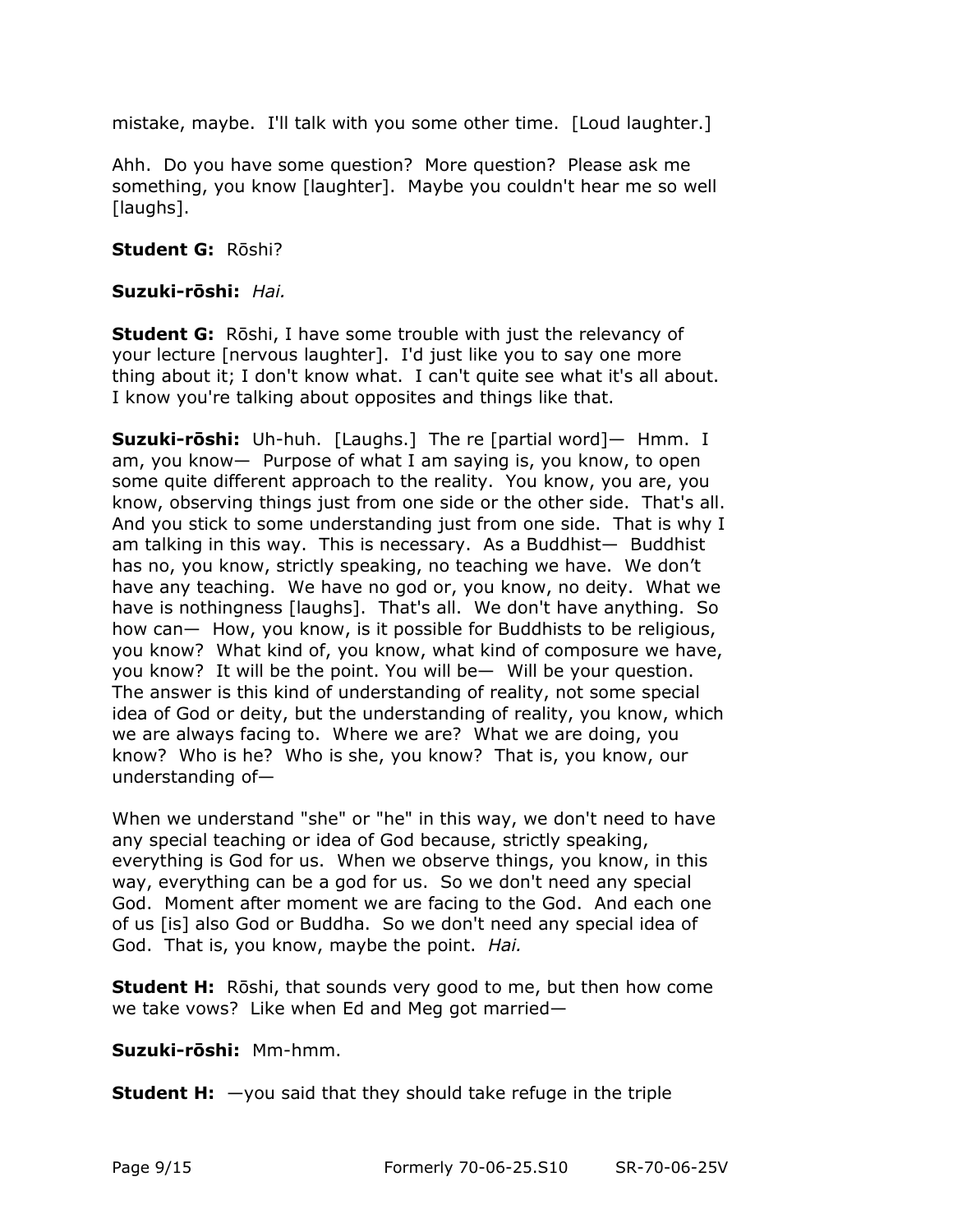mistake, maybe. I'll talk with you some other time. [Loud laughter.]

Ahh. Do you have some question? More question? Please ask me something, you know [laughter]. Maybe you couldn't hear me so well [laughs].

**Student G:** Rōshi?

**Suzuki-rōshi:** *Hai.*

**Student G:** Rōshi, I have some trouble with just the relevancy of your lecture [nervous laughter]. I'd just like you to say one more thing about it; I don't know what. I can't quite see what it's all about. I know you're talking about opposites and things like that.

**Suzuki-rōshi:** Uh-huh. [Laughs.] The re [partial word]— Hmm. I am, you know— Purpose of what I am saying is, you know, to open some quite different approach to the reality. You know, you are, you know, observing things just from one side or the other side. That's all. And you stick to some understanding just from one side. That is why I am talking in this way. This is necessary. As a Buddhist— Buddhist has no, you know, strictly speaking, no teaching we have. We don't have any teaching. We have no god or, you know, no deity. What we have is nothingness [laughs]. That's all. We don't have anything. So how can— How, you know, is it possible for Buddhists to be religious, you know? What kind of, you know, what kind of composure we have, you know? It will be the point. You will be— Will be your question. The answer is this kind of understanding of reality, not some special idea of God or deity, but the understanding of reality, you know, which we are always facing to. Where we are? What we are doing, you know? Who is he? Who is she, you know? That is, you know, our understanding of—

When we understand "she" or "he" in this way, we don't need to have any special teaching or idea of God because, strictly speaking, everything is God for us. When we observe things, you know, in this way, everything can be a god for us. So we don't need any special God. Moment after moment we are facing to the God. And each one of us [is] also God or Buddha. So we don't need any special idea of God. That is, you know, maybe the point. *Hai.*

**Student H:** Rōshi, that sounds very good to me, but then how come we take vows? Like when Ed and Meg got married—

**Suzuki-rōshi:** Mm-hmm.

**Student H:** —you said that they should take refuge in the triple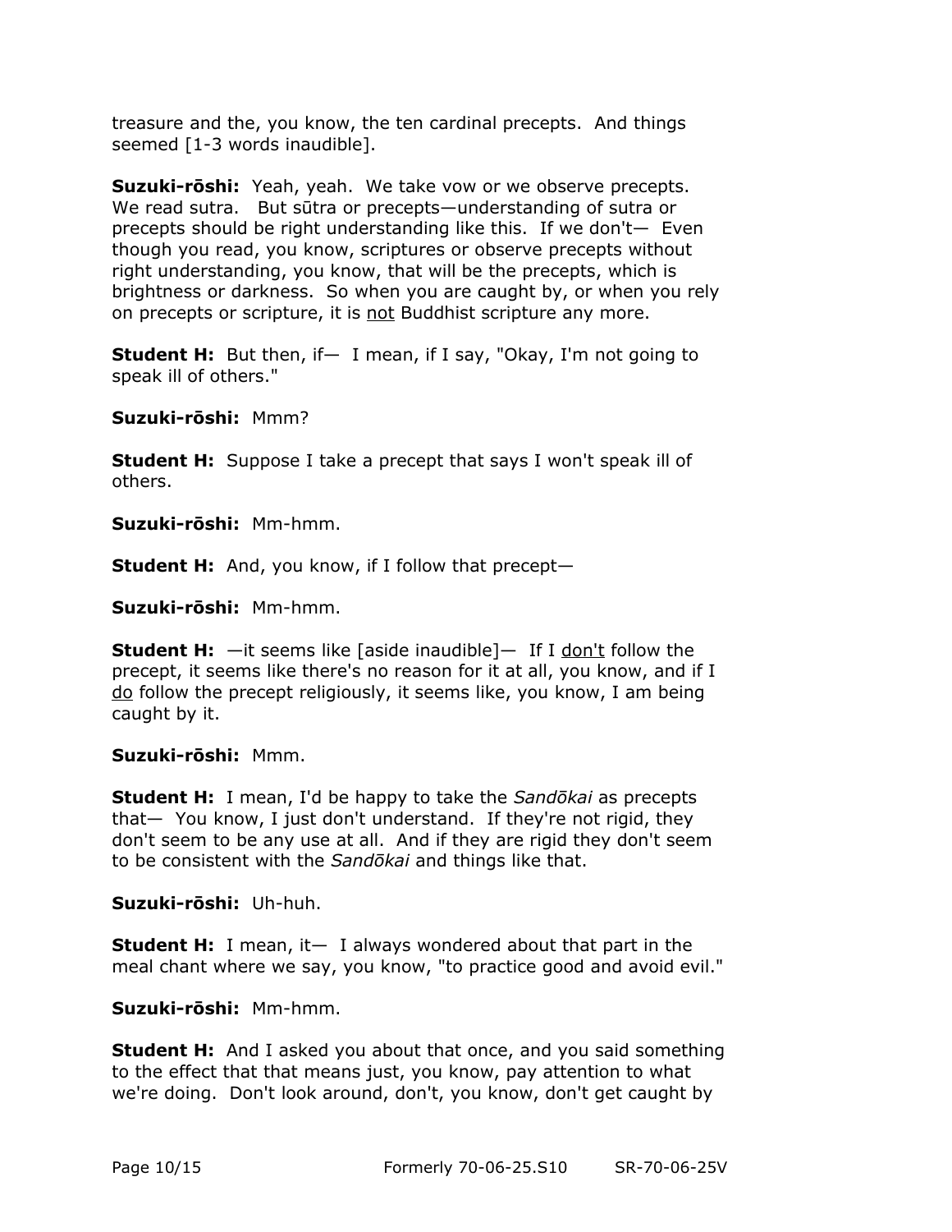treasure and the, you know, the ten cardinal precepts. And things seemed [1-3 words inaudible].

**Suzuki-rōshi:** Yeah, yeah. We take vow or we observe precepts. We read sutra. But sūtra or precepts—understanding of sutra or precepts should be right understanding like this. If we don't— Even though you read, you know, scriptures or observe precepts without right understanding, you know, that will be the precepts, which is brightness or darkness. So when you are caught by, or when you rely on precepts or scripture, it is <u>not</u> Buddhist scripture any more.

**Student H:** But then, if— I mean, if I say, "Okay, I'm not going to speak ill of others."

**Suzuki-rōshi:** Mmm?

**Student H:** Suppose I take a precept that says I won't speak ill of others.

**Suzuki-rōshi:** Mm-hmm.

**Student H:** And, you know, if I follow that precept—

**Suzuki-rōshi:** Mm-hmm.

**Student H:** —it seems like [aside inaudible]— If I <u>don't</u> follow the precept, it seems like there's no reason for it at all, you know, and if I <u>do</u> follow the precept religiously, it seems like, you know, I am being caught by it.

**Suzuki-rōshi:** Mmm.

**Student H:** I mean, I'd be happy to take the *Sandōkai* as precepts that— You know, I just don't understand. If they're not rigid, they don't seem to be any use at all. And if they are rigid they don't seem to be consistent with the *Sandōkai* and things like that.

**Suzuki-rōshi:** Uh-huh.

**Student H:** I mean, it— I always wondered about that part in the meal chant where we say, you know, "to practice good and avoid evil."

**Suzuki-rōshi:** Mm-hmm.

**Student H:** And I asked you about that once, and you said something to the effect that that means just, you know, pay attention to what we're doing. Don't look around, don't, you know, don't get caught by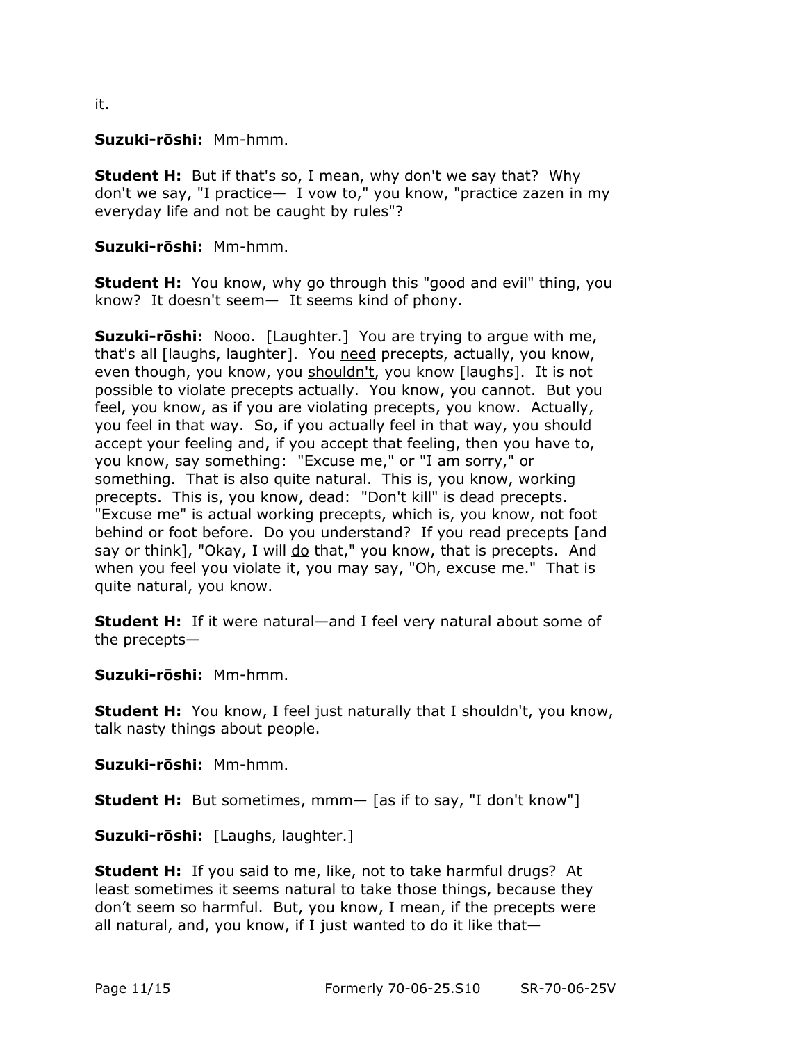it.

**Suzuki-rōshi:** Mm-hmm.

**Student H:** But if that's so, I mean, why don't we say that? Why don't we say, "I practice— I vow to," you know, "practice zazen in my everyday life and not be caught by rules"?

**Suzuki-rōshi:** Mm-hmm.

**Student H:** You know, why go through this "good and evil" thing, you know? It doesn't seem— It seems kind of phony.

**Suzuki-rōshi:** Nooo. [Laughter.] You are trying to argue with me, that's all [laughs, laughter]. You need precepts, actually, you know, even though, you know, you shouldn't, you know [laughs]. It is not possible to violate precepts actually. You know, you cannot. But you feel, you know, as if you are violating precepts, you know. Actually, you feel in that way. So, if you actually feel in that way, you should accept your feeling and, if you accept that feeling, then you have to, you know, say something: "Excuse me," or "I am sorry," or something. That is also quite natural. This is, you know, working precepts. This is, you know, dead: "Don't kill" is dead precepts. "Excuse me" is actual working precepts, which is, you know, not foot behind or foot before. Do you understand? If you read precepts [and say or think], "Okay, I will do that," you know, that is precepts. And when you feel you violate it, you may say, "Oh, excuse me." That is quite natural, you know.

**Student H:** If it were natural—and I feel very natural about some of the precepts—

**Suzuki-rōshi:** Mm-hmm.

**Student H:** You know, I feel just naturally that I shouldn't, you know, talk nasty things about people.

**Suzuki-rōshi:** Mm-hmm.

**Student H:** But sometimes, mmm— [as if to say, "I don't know"]

**Suzuki-rōshi:** [Laughs, laughter.]

**Student H:** If you said to me, like, not to take harmful drugs? At least sometimes it seems natural to take those things, because they don't seem so harmful. But, you know, I mean, if the precepts were all natural, and, you know, if I just wanted to do it like that—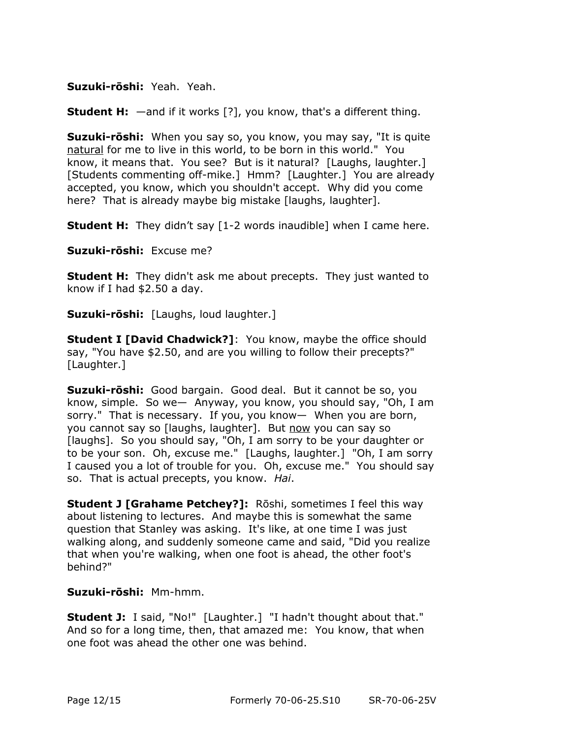**Suzuki-rōshi:** Yeah. Yeah.

**Student H:** —and if it works [?], you know, that's a different thing.

**Suzuki-rōshi:** When you say so, you know, you may say, "It is quite natural for me to live in this world, to be born in this world." You know, it means that. You see? But is it natural? [Laughs, laughter.] [Students commenting off-mike.] Hmm? [Laughter.] You are already accepted, you know, which you shouldn't accept. Why did you come here? That is already maybe big mistake [laughs, laughter].

**Student H:** They didn't say [1-2 words inaudible] when I came here.

**Suzuki-rōshi:** Excuse me?

**Student H:** They didn't ask me about precepts. They just wanted to know if I had $2.50 a day.

**Suzuki-rōshi:** [Laughs, loud laughter.]

**Student I [David Chadwick?]**: You know, maybe the office should say, "You have $2.50, and are you willing to follow their precepts?" [Laughter.]

**Suzuki-rōshi:** Good bargain. Good deal. But it cannot be so, you know, simple. So we— Anyway, you know, you should say, "Oh, I am sorry." That is necessary. If you, you know— When you are born, you cannot say so [laughs, laughter]. But now you can say so [laughs]. So you should say, "Oh, I am sorry to be your daughter or to be your son. Oh, excuse me." [Laughs, laughter.] "Oh, I am sorry I caused you a lot of trouble for you. Oh, excuse me." You should say so. That is actual precepts, you know. *Hai*.

**Student J [Grahame Petchey?]:** Rōshi, sometimes I feel this way about listening to lectures. And maybe this is somewhat the same question that Stanley was asking. It's like, at one time I was just walking along, and suddenly someone came and said, "Did you realize that when you're walking, when one foot is ahead, the other foot's behind?"

**Suzuki-rōshi:** Mm-hmm.

**Student J:** I said, "No!" [Laughter.] "I hadn't thought about that." And so for a long time, then, that amazed me: You know, that when one foot was ahead the other one was behind.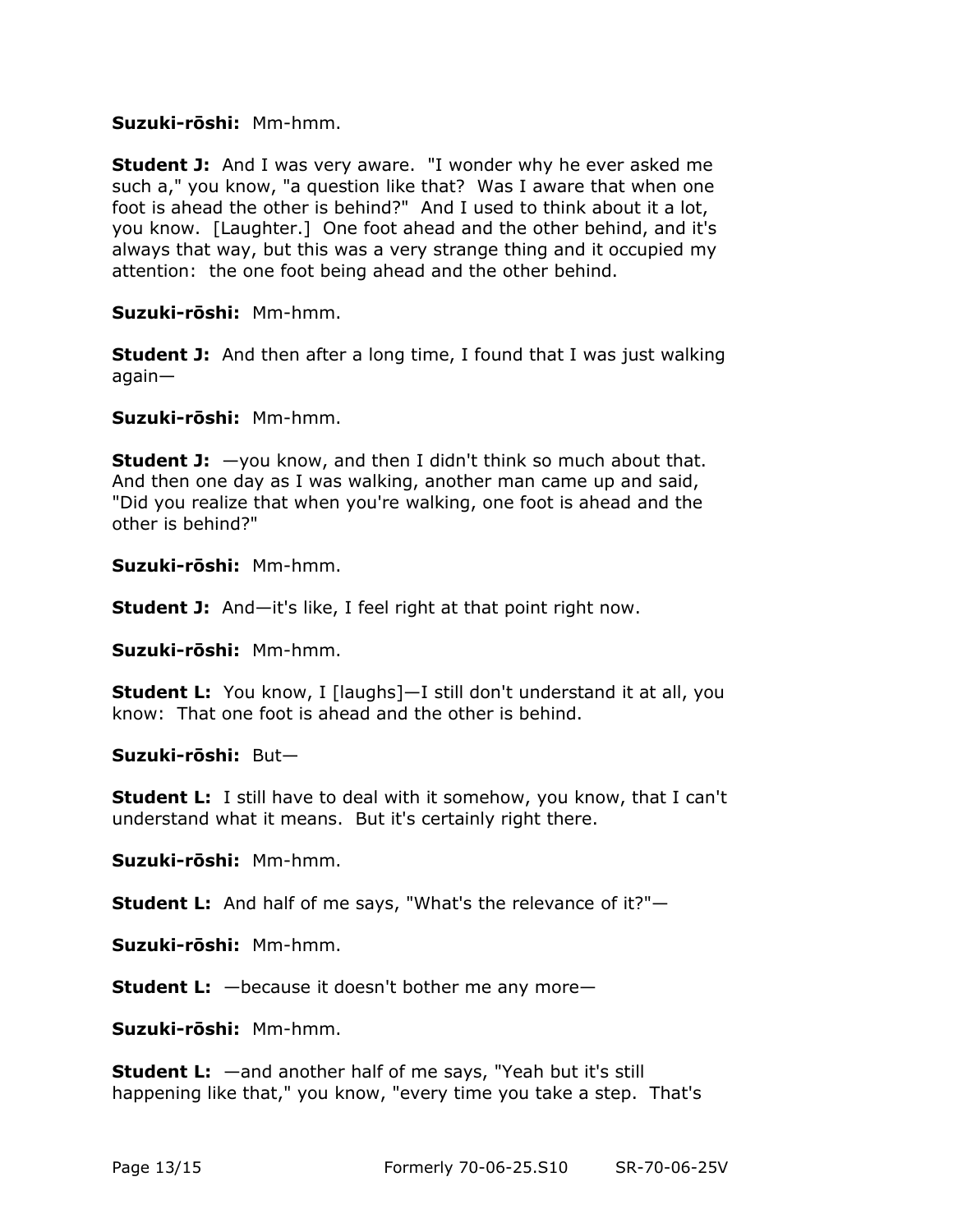**Suzuki-rōshi:** Mm-hmm.

**Student J:** And I was very aware. "I wonder why he ever asked me such a," you know, "a question like that? Was I aware that when one foot is ahead the other is behind?" And I used to think about it a lot, you know. [Laughter.] One foot ahead and the other behind, and it's always that way, but this was a very strange thing and it occupied my attention: the one foot being ahead and the other behind.

**Suzuki-rōshi:** Mm-hmm.

**Student J:** And then after a long time, I found that I was just walking again—

**Suzuki-rōshi:** Mm-hmm.

**Student J:** —you know, and then I didn't think so much about that. And then one day as I was walking, another man came up and said, "Did you realize that when you're walking, one foot is ahead and the other is behind?"

**Suzuki-rōshi:** Mm-hmm.

**Student J:** And—it's like, I feel right at that point right now.

**Suzuki-rōshi:** Mm-hmm.

**Student L:** You know, I [laughs]—I still don't understand it at all, you know: That one foot is ahead and the other is behind.

**Suzuki-rōshi:** But—

**Student L:** I still have to deal with it somehow, you know, that I can't understand what it means. But it's certainly right there.

**Suzuki-rōshi:** Mm-hmm.

**Student L:** And half of me says, "What's the relevance of it?"—

**Suzuki-rōshi:** Mm-hmm.

**Student L:** —because it doesn't bother me any more—

**Suzuki-rōshi:** Mm-hmm.

**Student L:** —and another half of me says, "Yeah but it's still happening like that," you know, "every time you take a step. That's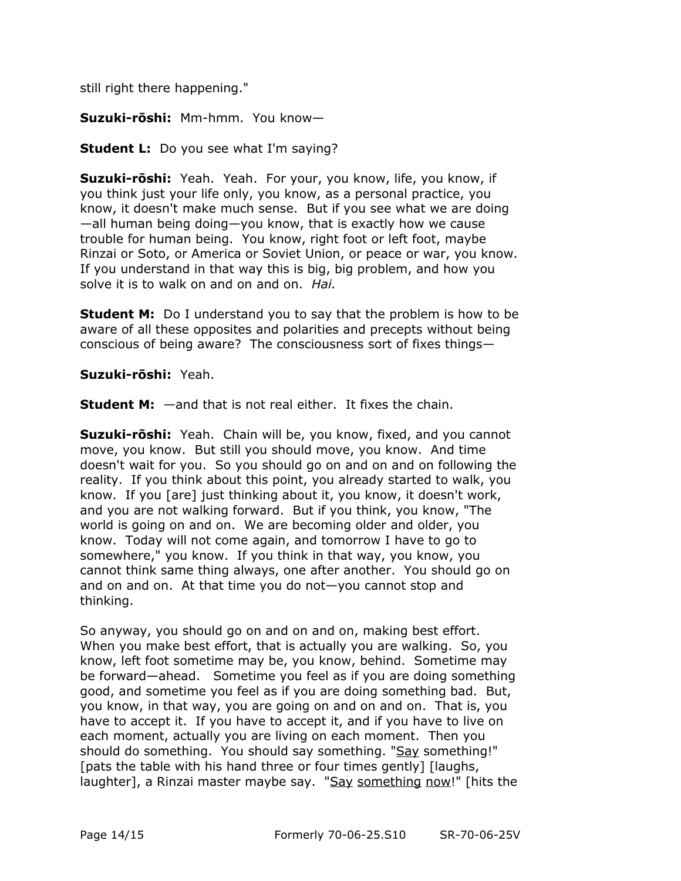still right there happening."

**Suzuki-rōshi:** Mm-hmm. You know—

**Student L:** Do you see what I'm saying?

**Suzuki-rōshi:** Yeah. Yeah. For your, you know, life, you know, if you think just your life only, you know, as a personal practice, you know, it doesn't make much sense. But if you see what we are doing—all human being doing—you know, that is exactly how we cause trouble for human being. You know, right foot or left foot, maybe Rinzai or Soto, or America or Soviet Union, or peace or war, you know. If you understand in that way this is big, big problem, and how you solve it is to walk on and on and on. *Hai.*

**Student M:** Do I understand you to say that the problem is how to be aware of all these opposites and polarities and precepts without being conscious of being aware? The consciousness sort of fixes things—

**Suzuki-rōshi:** Yeah.

**Student M:** —and that is not real either. It fixes the chain.

**Suzuki-rōshi:** Yeah. Chain will be, you know, fixed, and you cannot move, you know. But still you should move, you know. And time doesn't wait for you. So you should go on and on and on following the reality. If you think about this point, you already started to walk, you know. If you [are] just thinking about it, you know, it doesn't work, and you are not walking forward. But if you think, you know, "The world is going on and on. We are becoming older and older, you know. Today will not come again, and tomorrow I have to go to somewhere," you know. If you think in that way, you know, you cannot think same thing always, one after another. You should go on and on and on. At that time you do not—you cannot stop and thinking.

So anyway, you should go on and on and on, making best effort. When you make best effort, that is actually you are walking. So, you know, left foot sometime may be, you know, behind. Sometime may be forward—ahead. Sometime you feel as if you are doing something good, and sometime you feel as if you are doing something bad. But, you know, in that way, you are going on and on and on. That is, you have to accept it. If you have to accept it, and if you have to live on each moment, actually you are living on each moment. Then you should do something. You should say something. "Say something!" [pats the table with his hand three or four times gently] [laughs, laughter], a Rinzai master maybe say. "Say something now!" [hits the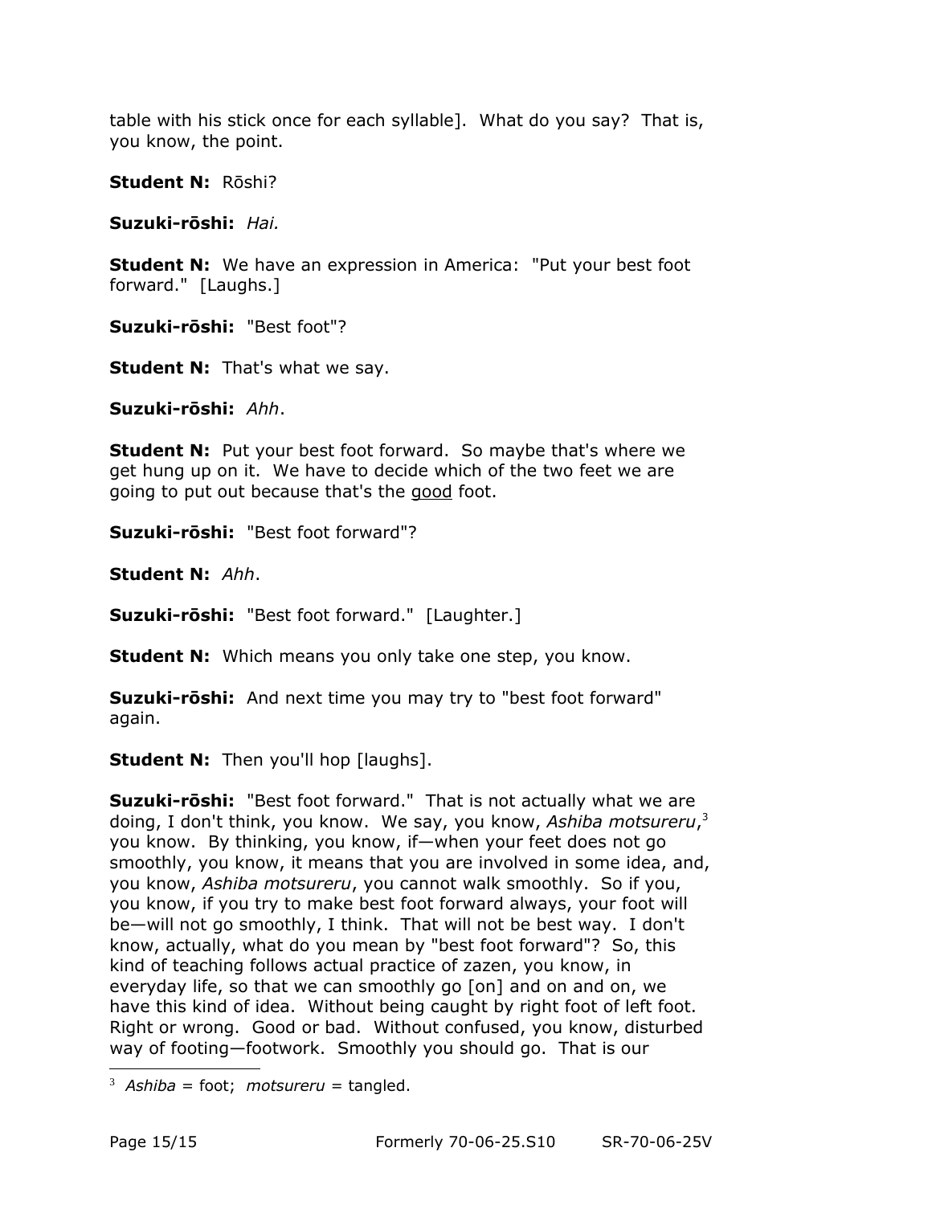table with his stick once for each syllable]. What do you say? That is, you know, the point.

**Student N:** Rōshi?

**Suzuki-rōshi:** *Hai.*

**Student N:** We have an expression in America: "Put your best foot forward." [Laughs.]

**Suzuki-rōshi:** "Best foot"?

**Student N:** That's what we say.

**Suzuki-rōshi:** *Ahh*.

**Student N:** Put your best foot forward. So maybe that's where we get hung up on it. We have to decide which of the two feet we are going to put out because that's the good foot.

**Suzuki-rōshi:** "Best foot forward"?

**Student N:** *Ahh*.

**Suzuki-rōshi:** "Best foot forward." [Laughter.]

**Student N:** Which means you only take one step, you know.

**Suzuki-rōshi:** And next time you may try to "best foot forward" again.

**Student N:** Then you'll hop [laughs].

**Suzuki-rōshi:** "Best foot forward." That is not actually what we are doing, I don't think, you know. We say, you know, *Ashiba motsureru*,[3] you know. By thinking, you know, if—when your feet does not go smoothly, you know, it means that you are involved in some idea, and, you know, *Ashiba motsureru*, you cannot walk smoothly. So if you, you know, if you try to make best foot forward always, your foot will be—will not go smoothly, I think. That will not be best way. I don't know, actually, what do you mean by "best foot forward"? So, this kind of teaching follows actual practice of zazen, you know, in everyday life, so that we can smoothly go [on] and on and on, we have this kind of idea. Without being caught by right foot of left foot. Right or wrong. Good or bad. Without confused, you know, disturbed way of footing—footwork. Smoothly you should go. That is our

---

[3] *Ashiba* = foot; *motsureru* = tangled.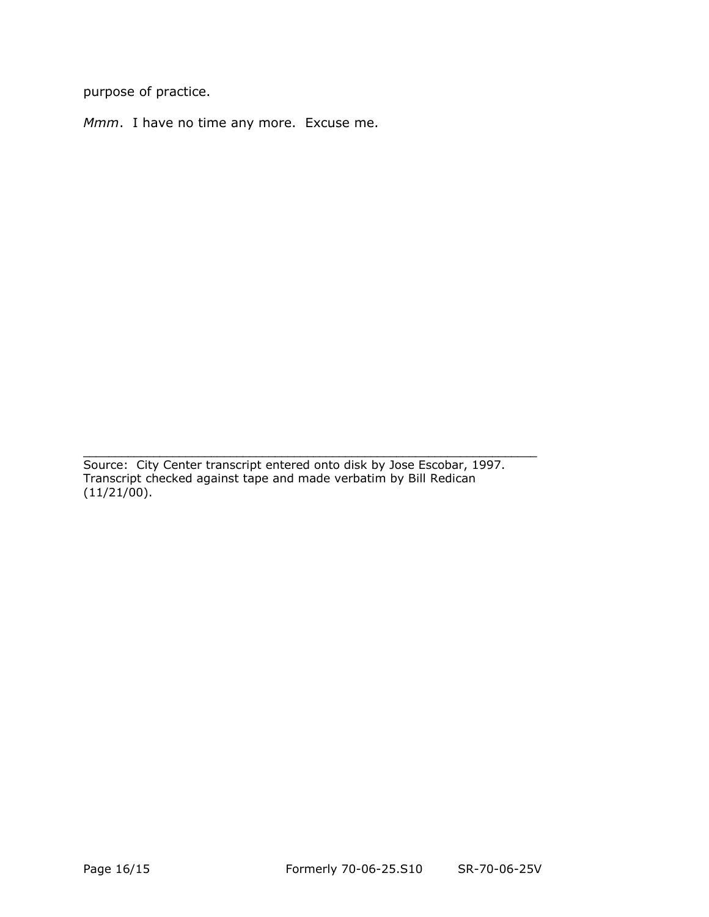purpose of practice.

*Mmm*. I have no time any more. Excuse me.

---

Source: City Center transcript entered onto disk by Jose Escobar, 1997. Transcript checked against tape and made verbatim by Bill Redican (11/21/00).